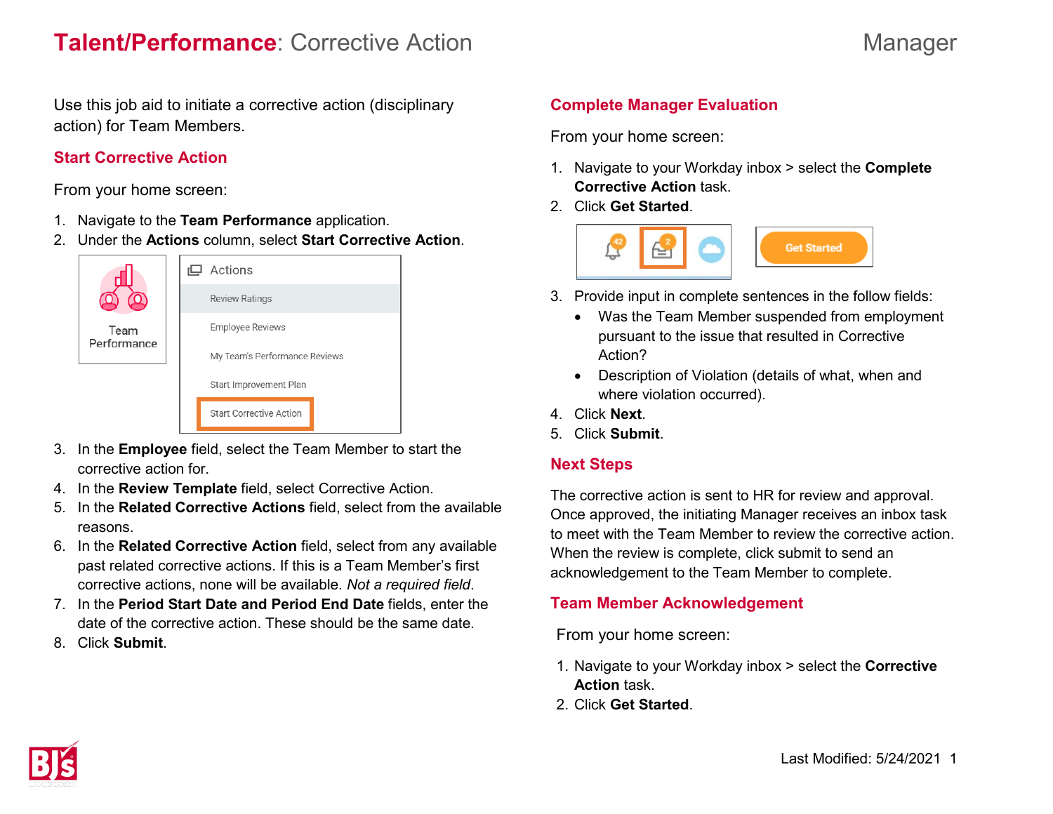# **Talent/Performance**: Corrective Action

Manager

Use this job aid to initiate a corrective action (disciplinary action) for Team Members.

## Start Corrective Action

From your home screen:

1. Navigate to the **Team Performance** application.
2. Under the **Actions** column, select **Start Corrective Action**.
3. In the **Employee** field, select the Team Member to start the corrective action for.
4. In the **Review Template** field, select Corrective Action.
5. In the **Related Corrective Actions** field, select from the available reasons.
6. In the **Related Corrective Action** field, select from any available past related corrective actions. If this is a Team Member's first corrective actions, none will be available. *Not a required field*.
7. In the **Period Start Date and Period End Date** fields, enter the date of the corrective action. These should be the same date.
8. Click **Submit**.

## Complete Manager Evaluation

From your home screen:

1. Navigate to your Workday inbox > select the **Complete Corrective Action** task.
2. Click **Get Started**.
3. Provide input in complete sentences in the follow fields:
   - Was the Team Member suspended from employment pursuant to the issue that resulted in Corrective Action?
   - Description of Violation (details of what, when and where violation occurred).
4. Click **Next**.
5. Click **Submit**.

## Next Steps

The corrective action is sent to HR for review and approval. Once approved, the initiating Manager receives an inbox task to meet with the Team Member to review the corrective action. When the review is complete, click submit to send an acknowledgement to the Team Member to complete.

## Team Member Acknowledgement

From your home screen:

1. Navigate to your Workday inbox > select the **Corrective Action** task.
2. Click **Get Started**.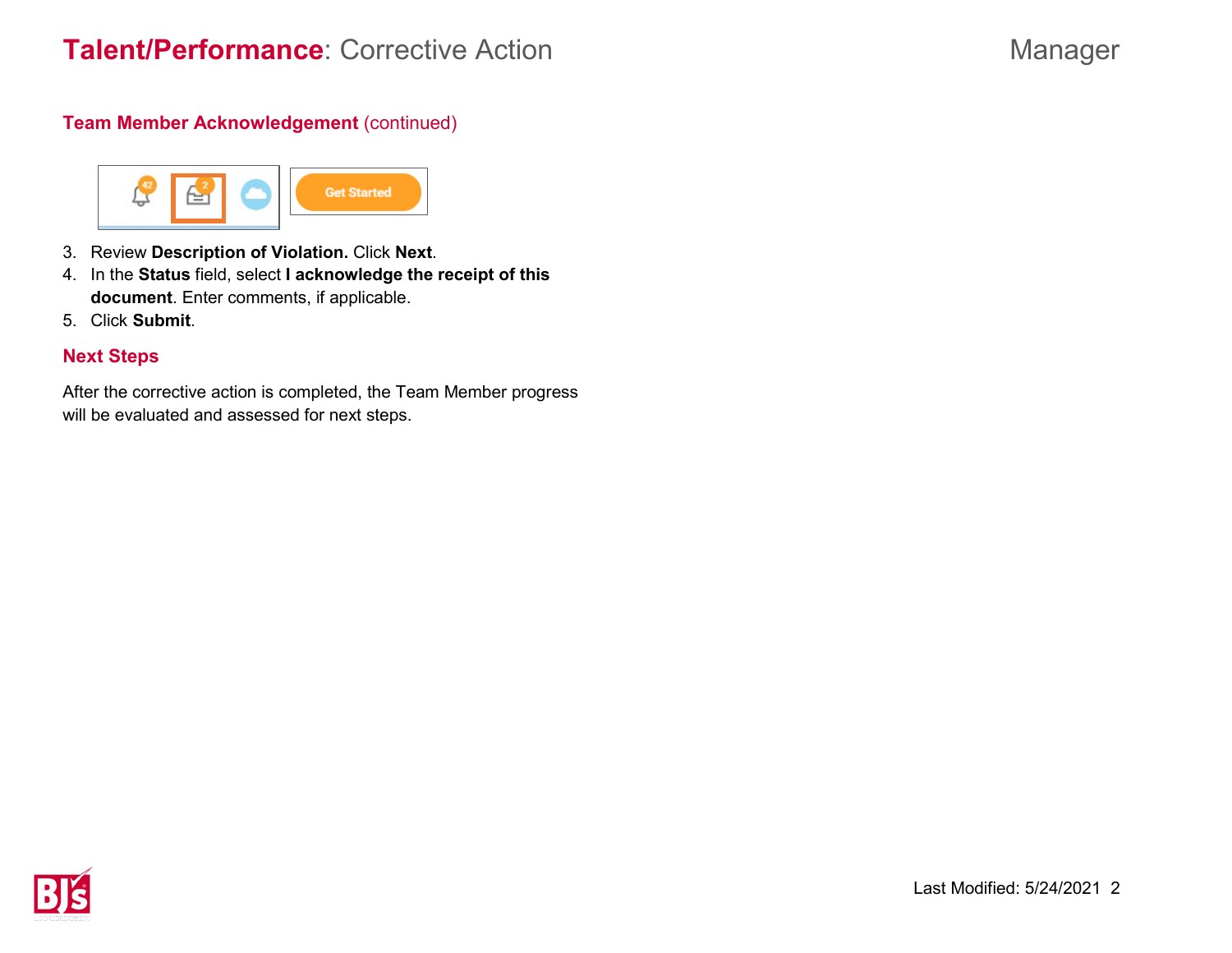## Team Member Acknowledgement (continued)

3. Review **Description of Violation.** Click **Next**.
4. In the **Status** field, select **I acknowledge the receipt of this document**. Enter comments, if applicable.
5. Click **Submit**.

## Next Steps

After the corrective action is completed, the Team Member progress will be evaluated and assessed for next steps.